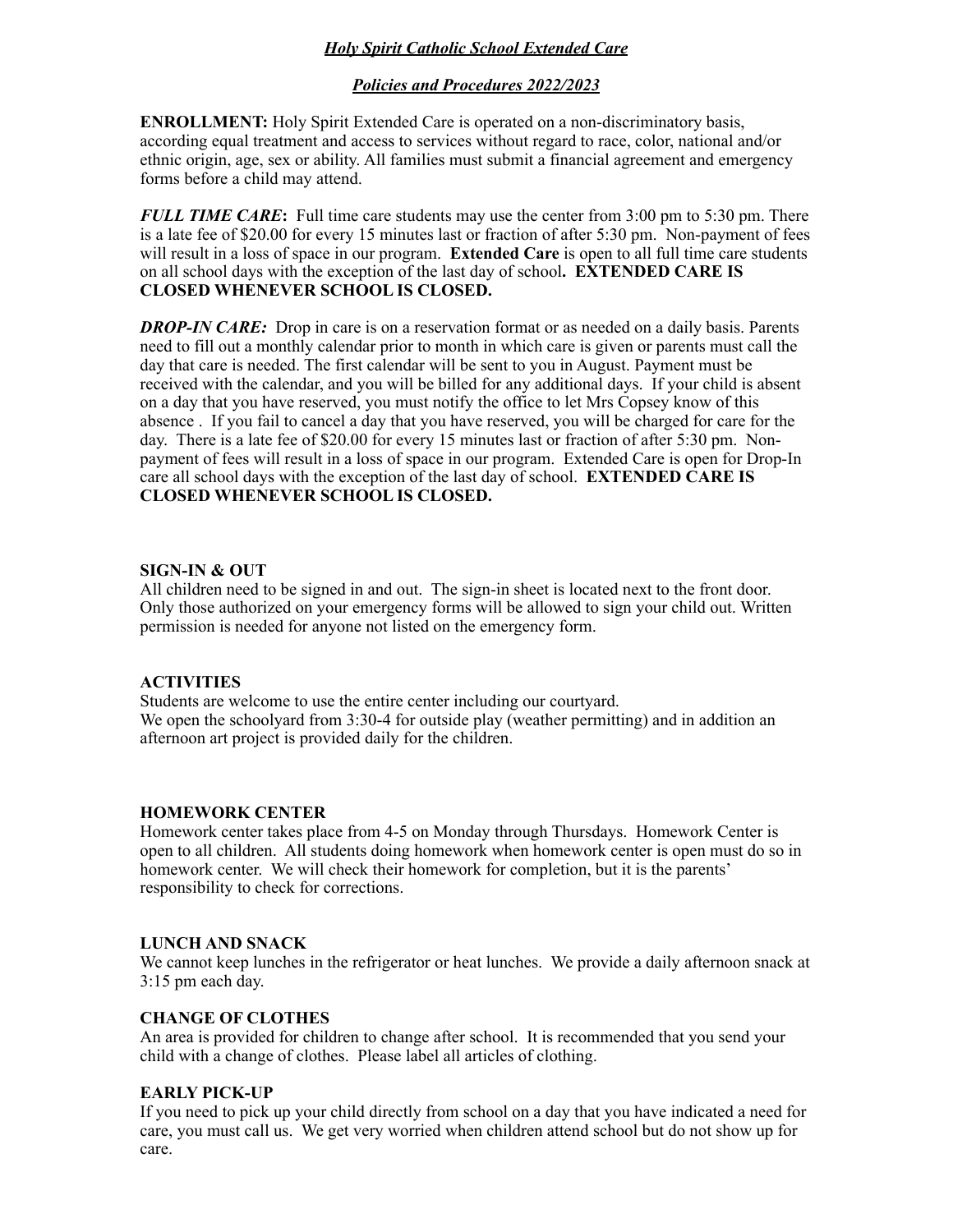# ***Holy Spirit Catholic School Extended Care***

## ***Policies and Procedures 2022/2023***

**ENROLLMENT:** Holy Spirit Extended Care is operated on a non-discriminatory basis, according equal treatment and access to services without regard to race, color, national and/or ethnic origin, age, sex or ability. All families must submit a financial agreement and emergency forms before a child may attend.

***FULL TIME CARE*:** Full time care students may use the center from 3:00 pm to 5:30 pm. There is a late fee of $20.00 for every 15 minutes last or fraction of after 5:30 pm. Non-payment of fees will result in a loss of space in our program. **Extended Care** is open to all full time care students on all school days with the exception of the last day of school**. EXTENDED CARE IS CLOSED WHENEVER SCHOOL IS CLOSED.**

***DROP-IN CARE:*** Drop in care is on a reservation format or as needed on a daily basis. Parents need to fill out a monthly calendar prior to month in which care is given or parents must call the day that care is needed. The first calendar will be sent to you in August. Payment must be received with the calendar, and you will be billed for any additional days. If your child is absent on a day that you have reserved, you must notify the office to let Mrs Copsey know of this absence . If you fail to cancel a day that you have reserved, you will be charged for care for the day. There is a late fee of $20.00 for every 15 minutes last or fraction of after 5:30 pm. Non-payment of fees will result in a loss of space in our program. Extended Care is open for Drop-In care all school days with the exception of the last day of school. **EXTENDED CARE IS CLOSED WHENEVER SCHOOL IS CLOSED.**

**SIGN-IN & OUT**

All children need to be signed in and out. The sign-in sheet is located next to the front door. Only those authorized on your emergency forms will be allowed to sign your child out. Written permission is needed for anyone not listed on the emergency form.

**ACTIVITIES**

Students are welcome to use the entire center including our courtyard.
We open the schoolyard from 3:30-4 for outside play (weather permitting) and in addition an afternoon art project is provided daily for the children.

**HOMEWORK CENTER**

Homework center takes place from 4-5 on Monday through Thursdays. Homework Center is open to all children. All students doing homework when homework center is open must do so in homework center. We will check their homework for completion, but it is the parents' responsibility to check for corrections.

**LUNCH AND SNACK**

We cannot keep lunches in the refrigerator or heat lunches. We provide a daily afternoon snack at 3:15 pm each day.

**CHANGE OF CLOTHES**

An area is provided for children to change after school. It is recommended that you send your child with a change of clothes. Please label all articles of clothing.

**EARLY PICK-UP**

If you need to pick up your child directly from school on a day that you have indicated a need for care, you must call us. We get very worried when children attend school but do not show up for care.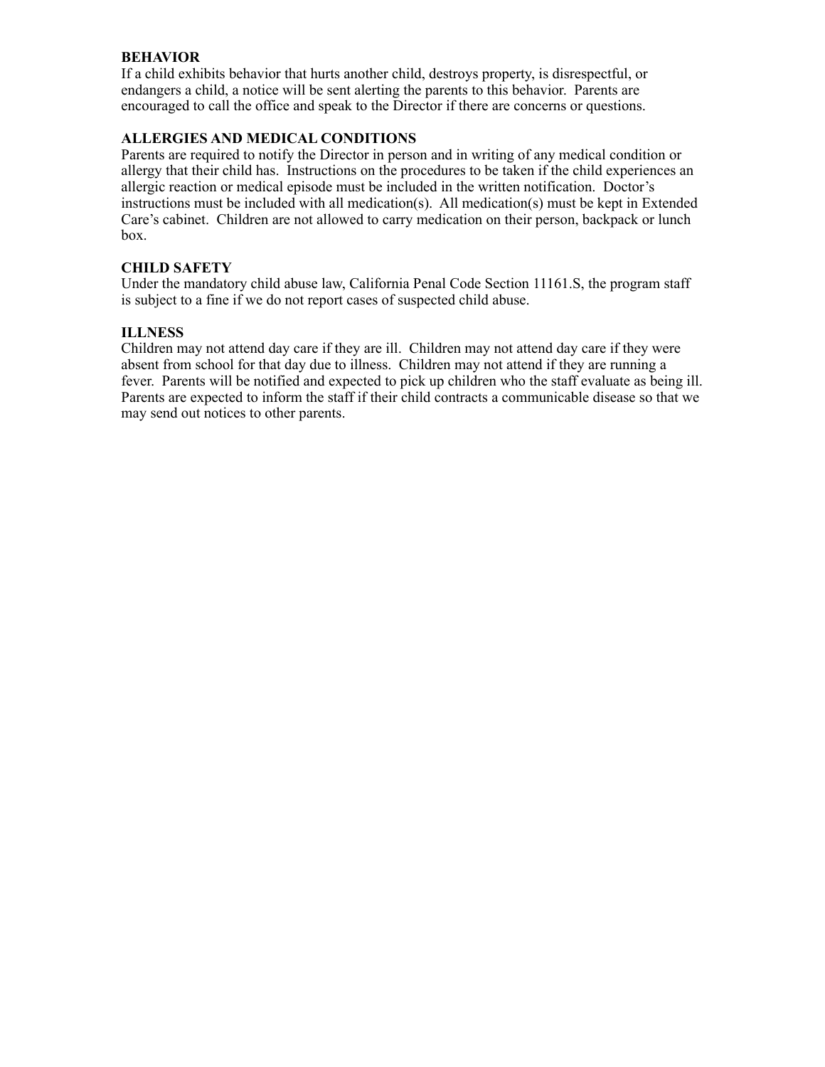**BEHAVIOR**
If a child exhibits behavior that hurts another child, destroys property, is disrespectful, or endangers a child, a notice will be sent alerting the parents to this behavior. Parents are encouraged to call the office and speak to the Director if there are concerns or questions.

**ALLERGIES AND MEDICAL CONDITIONS**
Parents are required to notify the Director in person and in writing of any medical condition or allergy that their child has. Instructions on the procedures to be taken if the child experiences an allergic reaction or medical episode must be included in the written notification. Doctor's instructions must be included with all medication(s). All medication(s) must be kept in Extended Care's cabinet. Children are not allowed to carry medication on their person, backpack or lunch box.

**CHILD SAFETY**
Under the mandatory child abuse law, California Penal Code Section 11161.S, the program staff is subject to a fine if we do not report cases of suspected child abuse.

**ILLNESS**
Children may not attend day care if they are ill. Children may not attend day care if they were absent from school for that day due to illness. Children may not attend if they are running a fever. Parents will be notified and expected to pick up children who the staff evaluate as being ill. Parents are expected to inform the staff if their child contracts a communicable disease so that we may send out notices to other parents.